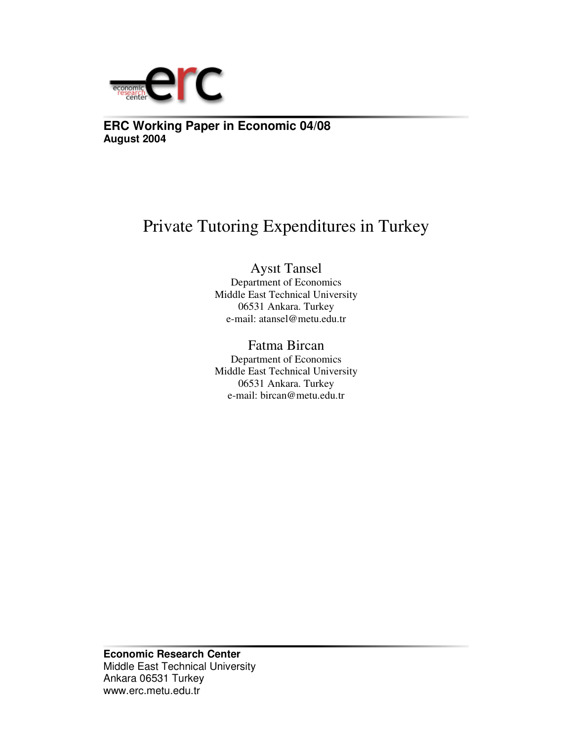**ERC Working Paper in Economic 04/08**
**August 2004**

# Private Tutoring Expenditures in Turkey

Aysıt Tansel
Department of Economics
Middle East Technical University
06531 Ankara. Turkey
e-mail: atansel@metu.edu.tr

Fatma Bircan
Department of Economics
Middle East Technical University
06531 Ankara. Turkey
e-mail: bircan@metu.edu.tr

**Economic Research Center**
Middle East Technical University
Ankara 06531 Turkey
www.erc.metu.edu.tr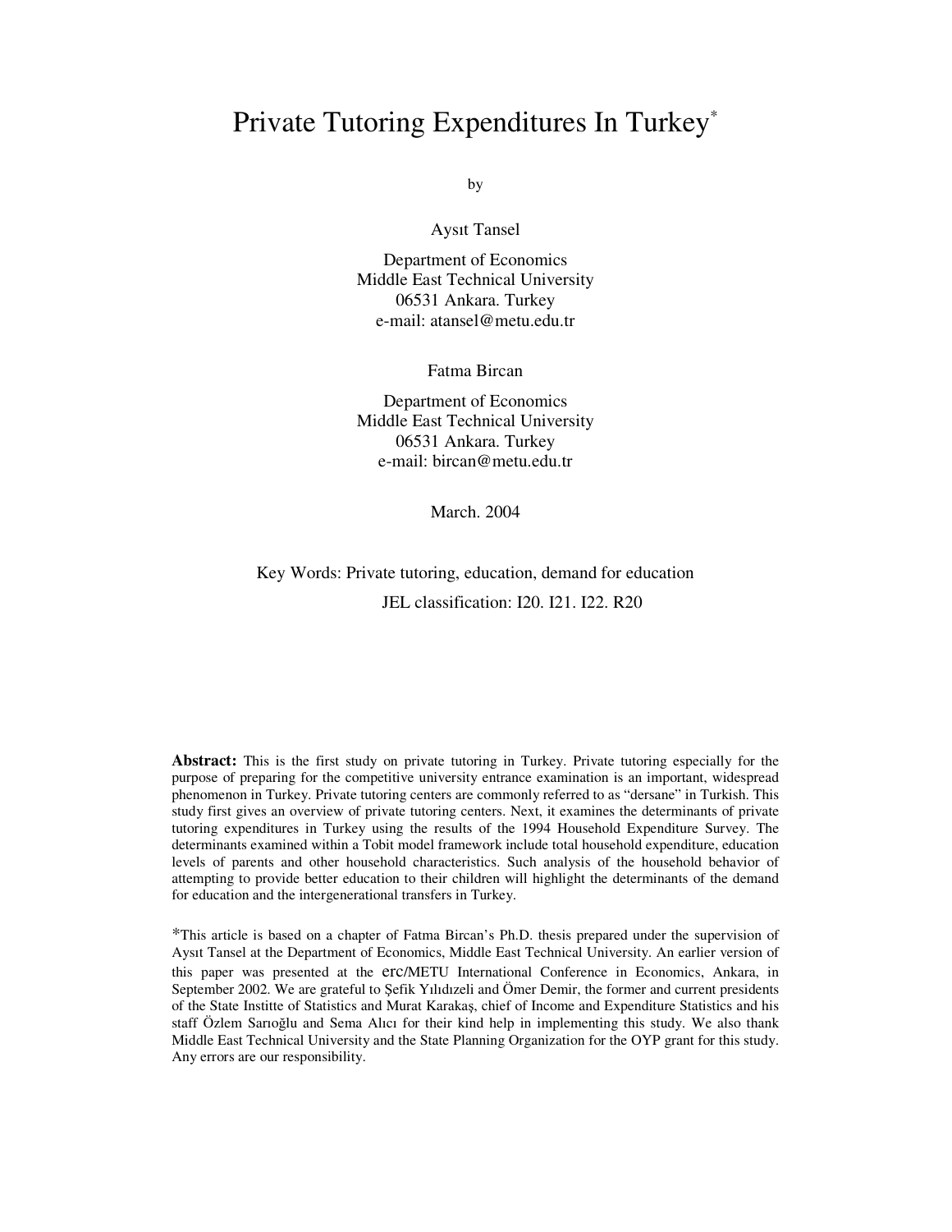# Private Tutoring Expenditures In Turkey*

by

Aysıt Tansel

Department of Economics
Middle East Technical University
06531 Ankara. Turkey
e-mail: atansel@metu.edu.tr

Fatma Bircan

Department of Economics
Middle East Technical University
06531 Ankara. Turkey
e-mail: bircan@metu.edu.tr

March. 2004

Key Words: Private tutoring, education, demand for education

JEL classification: I20. I21. I22. R20

**Abstract:** This is the first study on private tutoring in Turkey. Private tutoring especially for the purpose of preparing for the competitive university entrance examination is an important, widespread phenomenon in Turkey. Private tutoring centers are commonly referred to as "dersane" in Turkish. This study first gives an overview of private tutoring centers. Next, it examines the determinants of private tutoring expenditures in Turkey using the results of the 1994 Household Expenditure Survey. The determinants examined within a Tobit model framework include total household expenditure, education levels of parents and other household characteristics. Such analysis of the household behavior of attempting to provide better education to their children will highlight the determinants of the demand for education and the intergenerational transfers in Turkey.

*This article is based on a chapter of Fatma Bircan's Ph.D. thesis prepared under the supervision of Aysıt Tansel at the Department of Economics, Middle East Technical University. An earlier version of this paper was presented at the erc/METU International Conference in Economics, Ankara, in September 2002. We are grateful to Şefik Yılıdızeli and Ömer Demir, the former and current presidents of the State Institte of Statistics and Murat Karakaş, chief of Income and Expenditure Statistics and his staff Özlem Sarıoğlu and Sema Alıcı for their kind help in implementing this study. We also thank Middle East Technical University and the State Planning Organization for the OYP grant for this study. Any errors are our responsibility.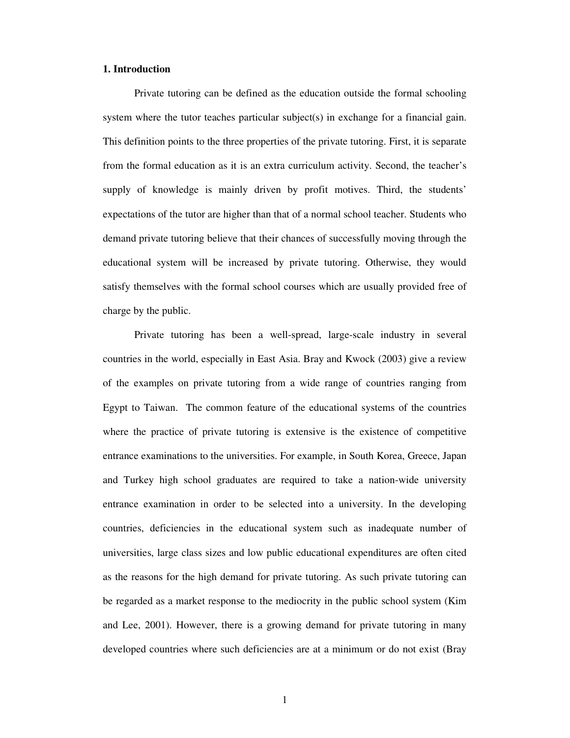## 1. Introduction

Private tutoring can be defined as the education outside the formal schooling system where the tutor teaches particular subject(s) in exchange for a financial gain. This definition points to the three properties of the private tutoring. First, it is separate from the formal education as it is an extra curriculum activity. Second, the teacher's supply of knowledge is mainly driven by profit motives. Third, the students' expectations of the tutor are higher than that of a normal school teacher. Students who demand private tutoring believe that their chances of successfully moving through the educational system will be increased by private tutoring. Otherwise, they would satisfy themselves with the formal school courses which are usually provided free of charge by the public.

Private tutoring has been a well-spread, large-scale industry in several countries in the world, especially in East Asia. Bray and Kwock (2003) give a review of the examples on private tutoring from a wide range of countries ranging from Egypt to Taiwan. The common feature of the educational systems of the countries where the practice of private tutoring is extensive is the existence of competitive entrance examinations to the universities. For example, in South Korea, Greece, Japan and Turkey high school graduates are required to take a nation-wide university entrance examination in order to be selected into a university. In the developing countries, deficiencies in the educational system such as inadequate number of universities, large class sizes and low public educational expenditures are often cited as the reasons for the high demand for private tutoring. As such private tutoring can be regarded as a market response to the mediocrity in the public school system (Kim and Lee, 2001). However, there is a growing demand for private tutoring in many developed countries where such deficiencies are at a minimum or do not exist (Bray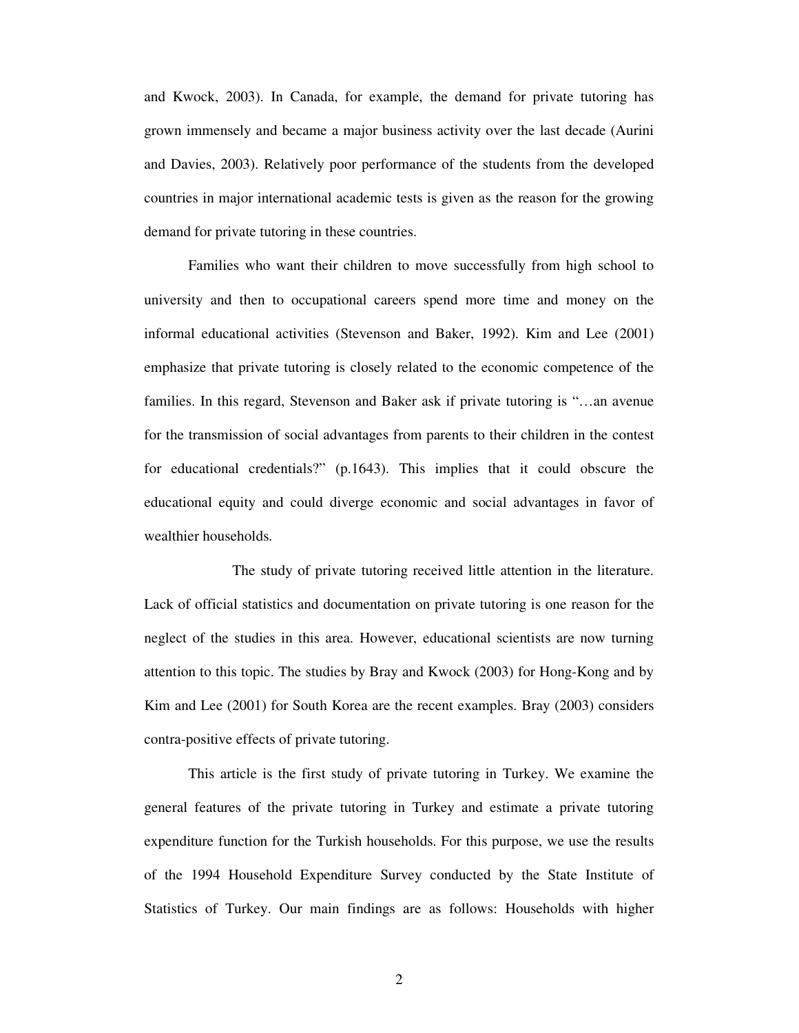and Kwock, 2003). In Canada, for example, the demand for private tutoring has grown immensely and became a major business activity over the last decade (Aurini and Davies, 2003). Relatively poor performance of the students from the developed countries in major international academic tests is given as the reason for the growing demand for private tutoring in these countries.

Families who want their children to move successfully from high school to university and then to occupational careers spend more time and money on the informal educational activities (Stevenson and Baker, 1992). Kim and Lee (2001) emphasize that private tutoring is closely related to the economic competence of the families. In this regard, Stevenson and Baker ask if private tutoring is "…an avenue for the transmission of social advantages from parents to their children in the contest for educational credentials?" (p.1643). This implies that it could obscure the educational equity and could diverge economic and social advantages in favor of wealthier households.

The study of private tutoring received little attention in the literature. Lack of official statistics and documentation on private tutoring is one reason for the neglect of the studies in this area. However, educational scientists are now turning attention to this topic. The studies by Bray and Kwock (2003) for Hong-Kong and by Kim and Lee (2001) for South Korea are the recent examples. Bray (2003) considers contra-positive effects of private tutoring.

This article is the first study of private tutoring in Turkey. We examine the general features of the private tutoring in Turkey and estimate a private tutoring expenditure function for the Turkish households. For this purpose, we use the results of the 1994 Household Expenditure Survey conducted by the State Institute of Statistics of Turkey. Our main findings are as follows: Households with higher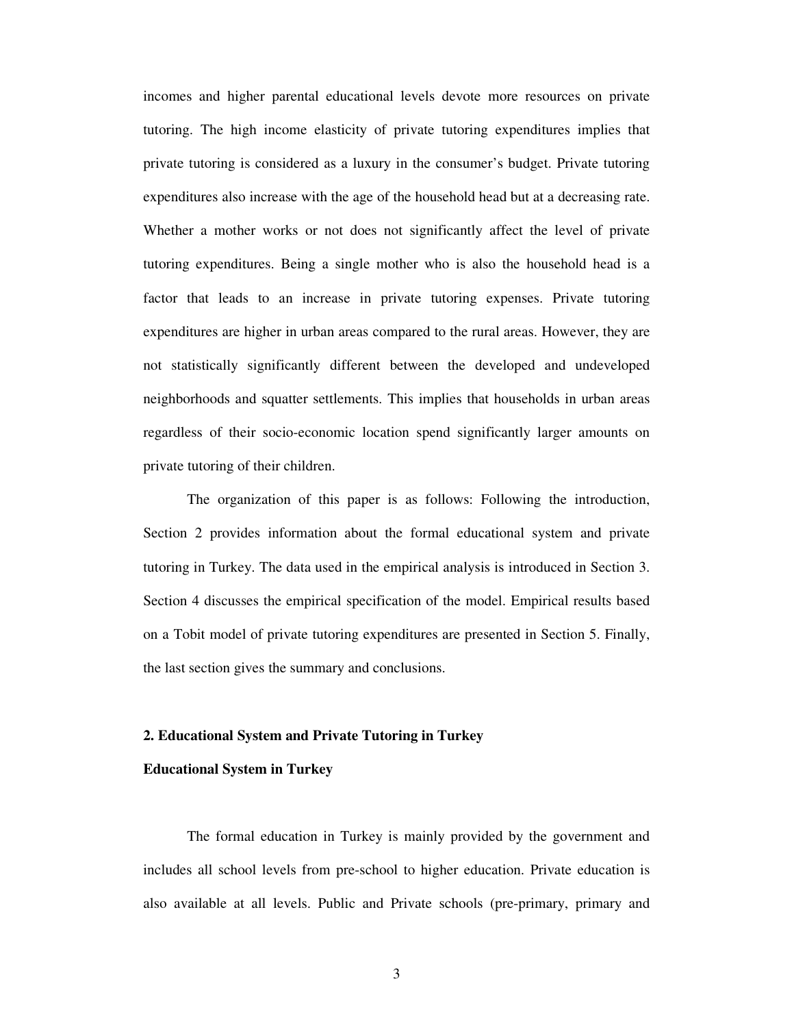incomes and higher parental educational levels devote more resources on private tutoring. The high income elasticity of private tutoring expenditures implies that private tutoring is considered as a luxury in the consumer's budget. Private tutoring expenditures also increase with the age of the household head but at a decreasing rate. Whether a mother works or not does not significantly affect the level of private tutoring expenditures. Being a single mother who is also the household head is a factor that leads to an increase in private tutoring expenses. Private tutoring expenditures are higher in urban areas compared to the rural areas. However, they are not statistically significantly different between the developed and undeveloped neighborhoods and squatter settlements. This implies that households in urban areas regardless of their socio-economic location spend significantly larger amounts on private tutoring of their children.

The organization of this paper is as follows: Following the introduction, Section 2 provides information about the formal educational system and private tutoring in Turkey. The data used in the empirical analysis is introduced in Section 3. Section 4 discusses the empirical specification of the model. Empirical results based on a Tobit model of private tutoring expenditures are presented in Section 5. Finally, the last section gives the summary and conclusions.

## 2. Educational System and Private Tutoring in Turkey

### Educational System in Turkey

The formal education in Turkey is mainly provided by the government and includes all school levels from pre-school to higher education. Private education is also available at all levels. Public and Private schools (pre-primary, primary and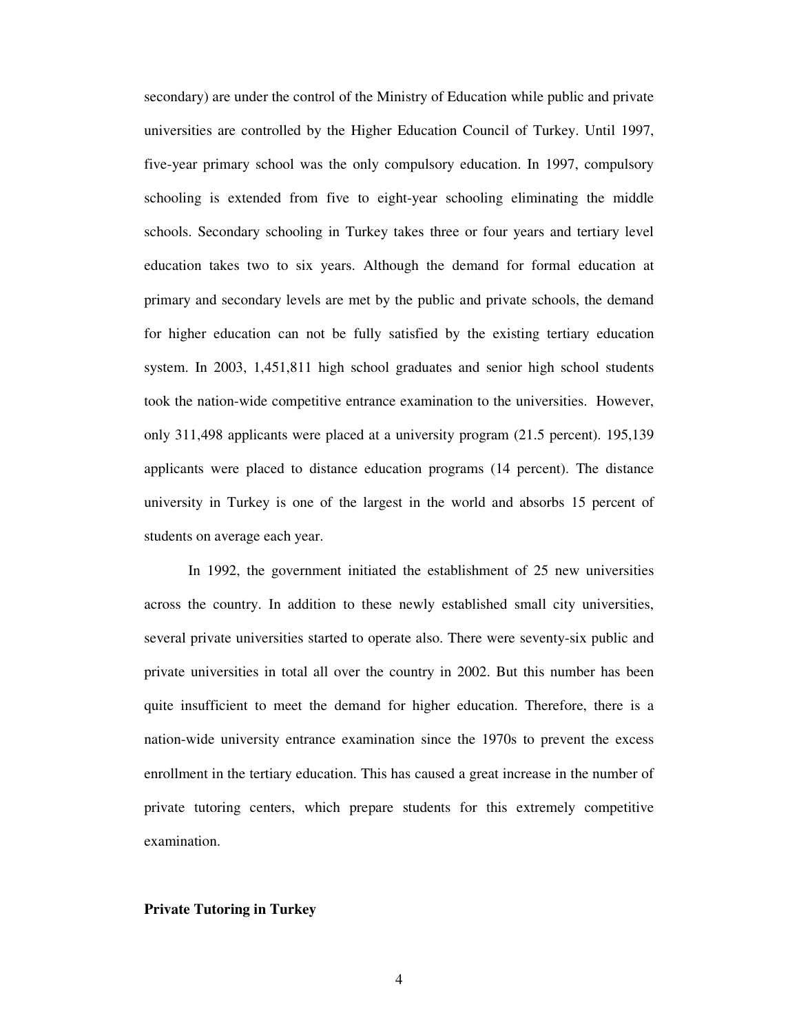secondary) are under the control of the Ministry of Education while public and private universities are controlled by the Higher Education Council of Turkey. Until 1997, five-year primary school was the only compulsory education. In 1997, compulsory schooling is extended from five to eight-year schooling eliminating the middle schools. Secondary schooling in Turkey takes three or four years and tertiary level education takes two to six years. Although the demand for formal education at primary and secondary levels are met by the public and private schools, the demand for higher education can not be fully satisfied by the existing tertiary education system. In 2003, 1,451,811 high school graduates and senior high school students took the nation-wide competitive entrance examination to the universities. However, only 311,498 applicants were placed at a university program (21.5 percent). 195,139 applicants were placed to distance education programs (14 percent). The distance university in Turkey is one of the largest in the world and absorbs 15 percent of students on average each year.

In 1992, the government initiated the establishment of 25 new universities across the country. In addition to these newly established small city universities, several private universities started to operate also. There were seventy-six public and private universities in total all over the country in 2002. But this number has been quite insufficient to meet the demand for higher education. Therefore, there is a nation-wide university entrance examination since the 1970s to prevent the excess enrollment in the tertiary education. This has caused a great increase in the number of private tutoring centers, which prepare students for this extremely competitive examination.

**Private Tutoring in Turkey**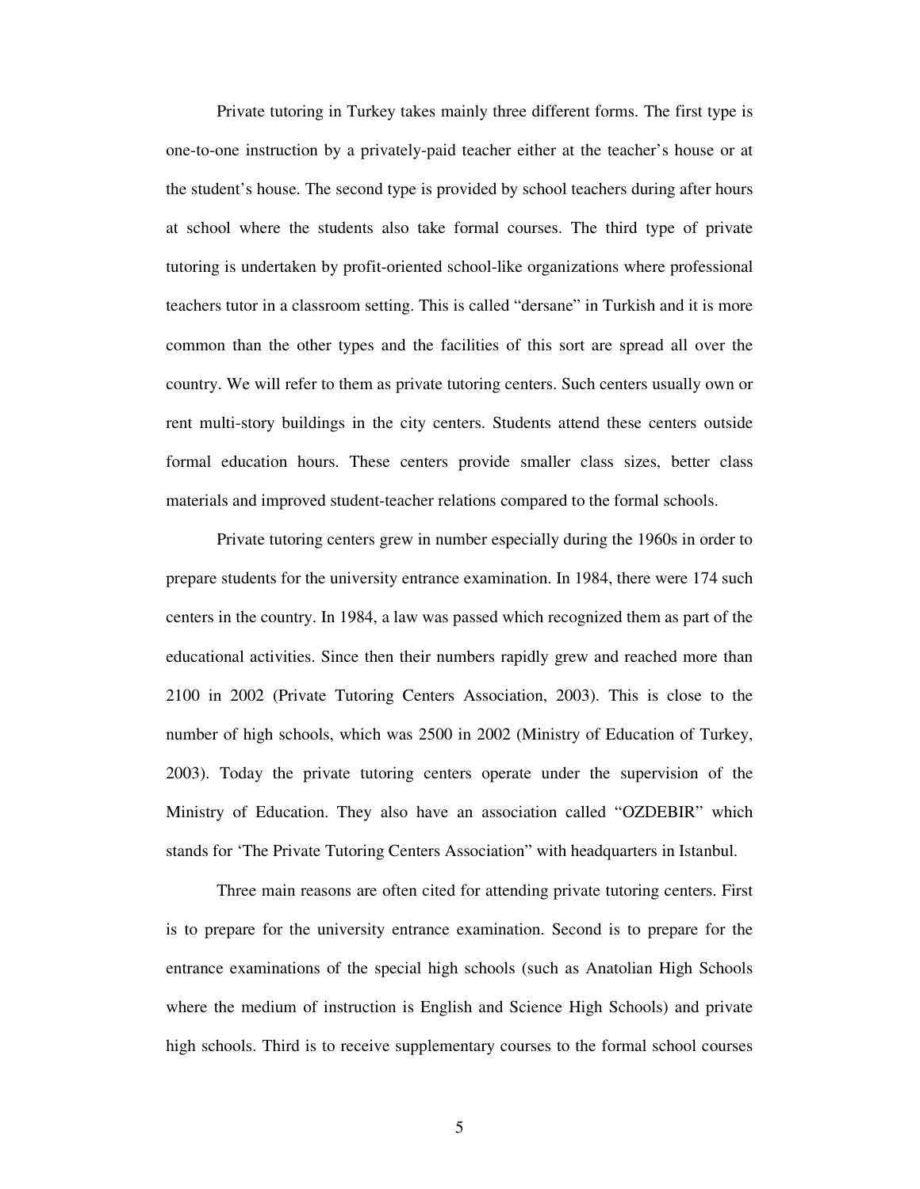Private tutoring in Turkey takes mainly three different forms. The first type is one-to-one instruction by a privately-paid teacher either at the teacher's house or at the student's house. The second type is provided by school teachers during after hours at school where the students also take formal courses. The third type of private tutoring is undertaken by profit-oriented school-like organizations where professional teachers tutor in a classroom setting. This is called "dersane" in Turkish and it is more common than the other types and the facilities of this sort are spread all over the country. We will refer to them as private tutoring centers. Such centers usually own or rent multi-story buildings in the city centers. Students attend these centers outside formal education hours. These centers provide smaller class sizes, better class materials and improved student-teacher relations compared to the formal schools.

Private tutoring centers grew in number especially during the 1960s in order to prepare students for the university entrance examination. In 1984, there were 174 such centers in the country. In 1984, a law was passed which recognized them as part of the educational activities. Since then their numbers rapidly grew and reached more than 2100 in 2002 (Private Tutoring Centers Association, 2003). This is close to the number of high schools, which was 2500 in 2002 (Ministry of Education of Turkey, 2003). Today the private tutoring centers operate under the supervision of the Ministry of Education. They also have an association called "OZDEBIR" which stands for 'The Private Tutoring Centers Association" with headquarters in Istanbul.

Three main reasons are often cited for attending private tutoring centers. First is to prepare for the university entrance examination. Second is to prepare for the entrance examinations of the special high schools (such as Anatolian High Schools where the medium of instruction is English and Science High Schools) and private high schools. Third is to receive supplementary courses to the formal school courses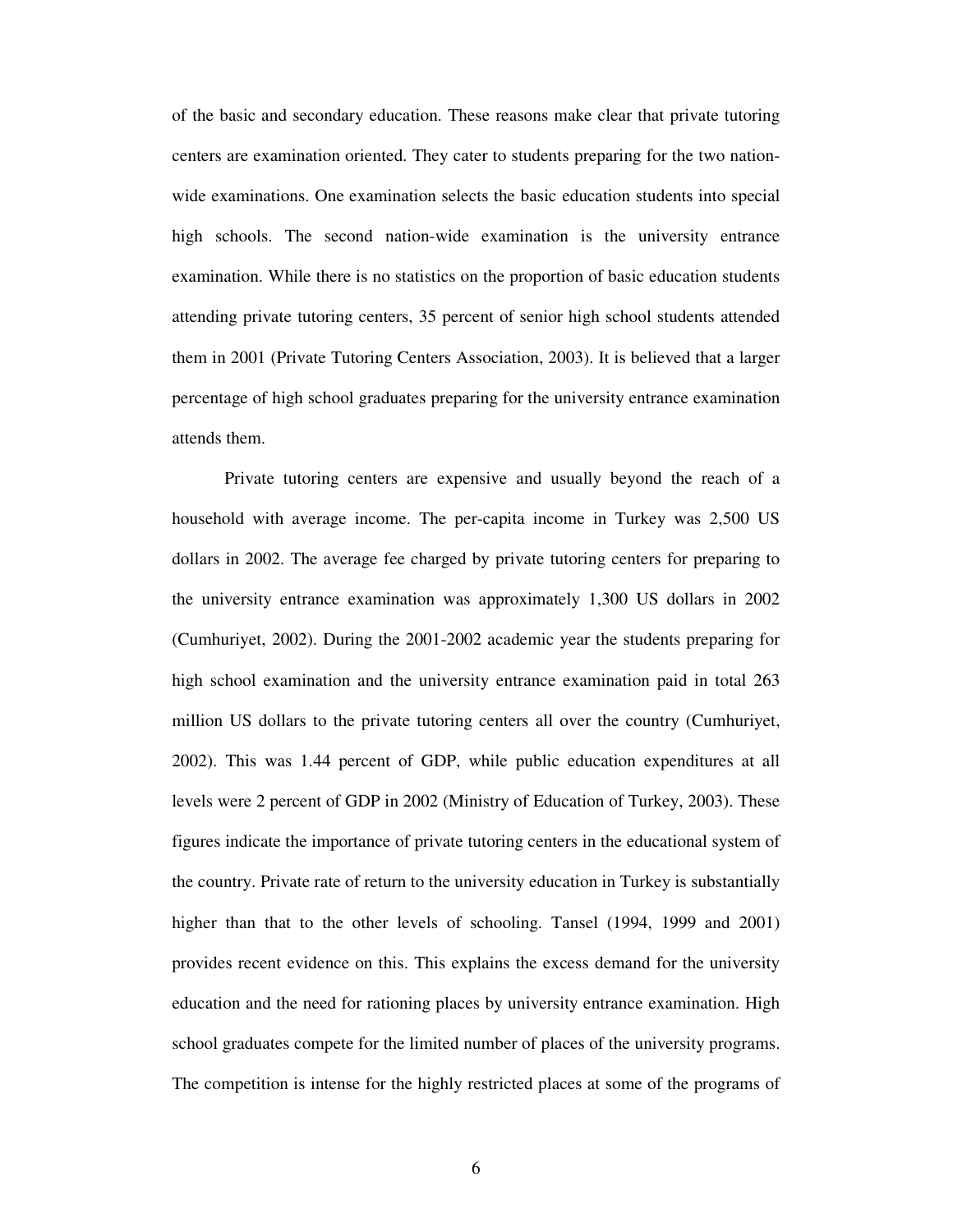of the basic and secondary education. These reasons make clear that private tutoring centers are examination oriented. They cater to students preparing for the two nation-wide examinations. One examination selects the basic education students into special high schools. The second nation-wide examination is the university entrance examination. While there is no statistics on the proportion of basic education students attending private tutoring centers, 35 percent of senior high school students attended them in 2001 (Private Tutoring Centers Association, 2003). It is believed that a larger percentage of high school graduates preparing for the university entrance examination attends them.

Private tutoring centers are expensive and usually beyond the reach of a household with average income. The per-capita income in Turkey was 2,500 US dollars in 2002. The average fee charged by private tutoring centers for preparing to the university entrance examination was approximately 1,300 US dollars in 2002 (Cumhuriyet, 2002). During the 2001-2002 academic year the students preparing for high school examination and the university entrance examination paid in total 263 million US dollars to the private tutoring centers all over the country (Cumhuriyet, 2002). This was 1.44 percent of GDP, while public education expenditures at all levels were 2 percent of GDP in 2002 (Ministry of Education of Turkey, 2003). These figures indicate the importance of private tutoring centers in the educational system of the country. Private rate of return to the university education in Turkey is substantially higher than that to the other levels of schooling. Tansel (1994, 1999 and 2001) provides recent evidence on this. This explains the excess demand for the university education and the need for rationing places by university entrance examination. High school graduates compete for the limited number of places of the university programs. The competition is intense for the highly restricted places at some of the programs of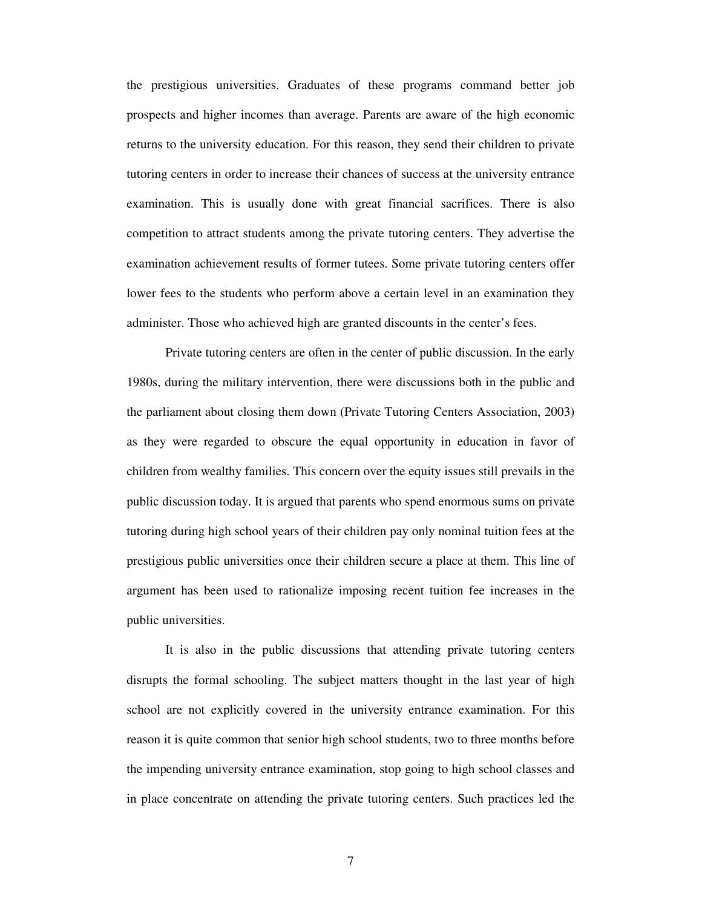the prestigious universities. Graduates of these programs command better job prospects and higher incomes than average. Parents are aware of the high economic returns to the university education. For this reason, they send their children to private tutoring centers in order to increase their chances of success at the university entrance examination. This is usually done with great financial sacrifices. There is also competition to attract students among the private tutoring centers. They advertise the examination achievement results of former tutees. Some private tutoring centers offer lower fees to the students who perform above a certain level in an examination they administer. Those who achieved high are granted discounts in the center's fees.

Private tutoring centers are often in the center of public discussion. In the early 1980s, during the military intervention, there were discussions both in the public and the parliament about closing them down (Private Tutoring Centers Association, 2003) as they were regarded to obscure the equal opportunity in education in favor of children from wealthy families. This concern over the equity issues still prevails in the public discussion today. It is argued that parents who spend enormous sums on private tutoring during high school years of their children pay only nominal tuition fees at the prestigious public universities once their children secure a place at them. This line of argument has been used to rationalize imposing recent tuition fee increases in the public universities.

It is also in the public discussions that attending private tutoring centers disrupts the formal schooling. The subject matters thought in the last year of high school are not explicitly covered in the university entrance examination. For this reason it is quite common that senior high school students, two to three months before the impending university entrance examination, stop going to high school classes and in place concentrate on attending the private tutoring centers. Such practices led the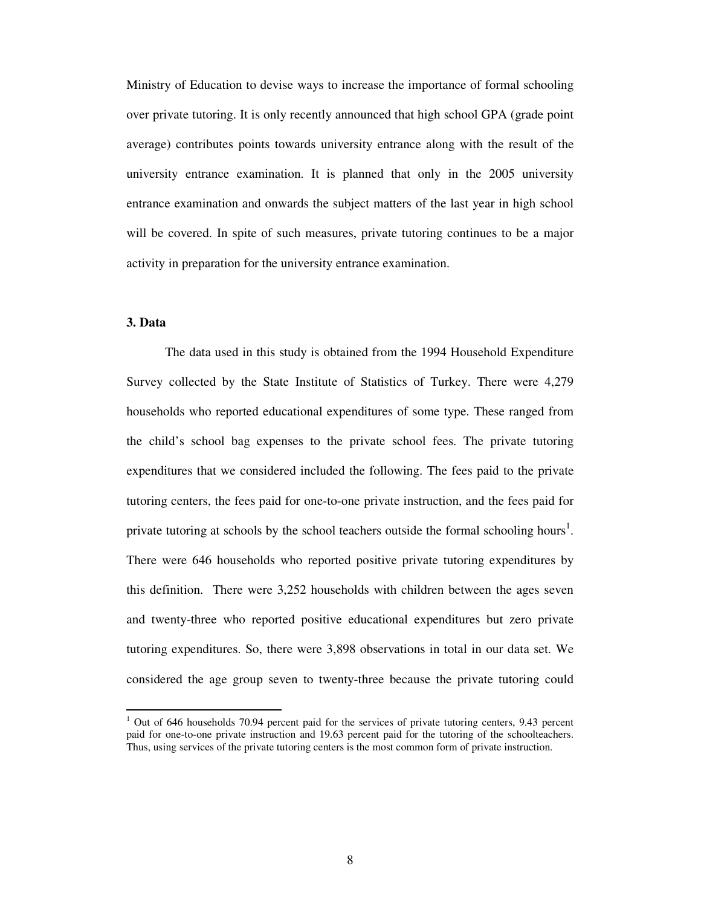Ministry of Education to devise ways to increase the importance of formal schooling over private tutoring. It is only recently announced that high school GPA (grade point average) contributes points towards university entrance along with the result of the university entrance examination. It is planned that only in the 2005 university entrance examination and onwards the subject matters of the last year in high school will be covered. In spite of such measures, private tutoring continues to be a major activity in preparation for the university entrance examination.

**3. Data**

The data used in this study is obtained from the 1994 Household Expenditure Survey collected by the State Institute of Statistics of Turkey. There were 4,279 households who reported educational expenditures of some type. These ranged from the child's school bag expenses to the private school fees. The private tutoring expenditures that we considered included the following. The fees paid to the private tutoring centers, the fees paid for one-to-one private instruction, and the fees paid for private tutoring at schools by the school teachers outside the formal schooling hours[1]. There were 646 households who reported positive private tutoring expenditures by this definition. There were 3,252 households with children between the ages seven and twenty-three who reported positive educational expenditures but zero private tutoring expenditures. So, there were 3,898 observations in total in our data set. We considered the age group seven to twenty-three because the private tutoring could

[1] Out of 646 households 70.94 percent paid for the services of private tutoring centers, 9.43 percent paid for one-to-one private instruction and 19.63 percent paid for the tutoring of the schoolteachers. Thus, using services of the private tutoring centers is the most common form of private instruction.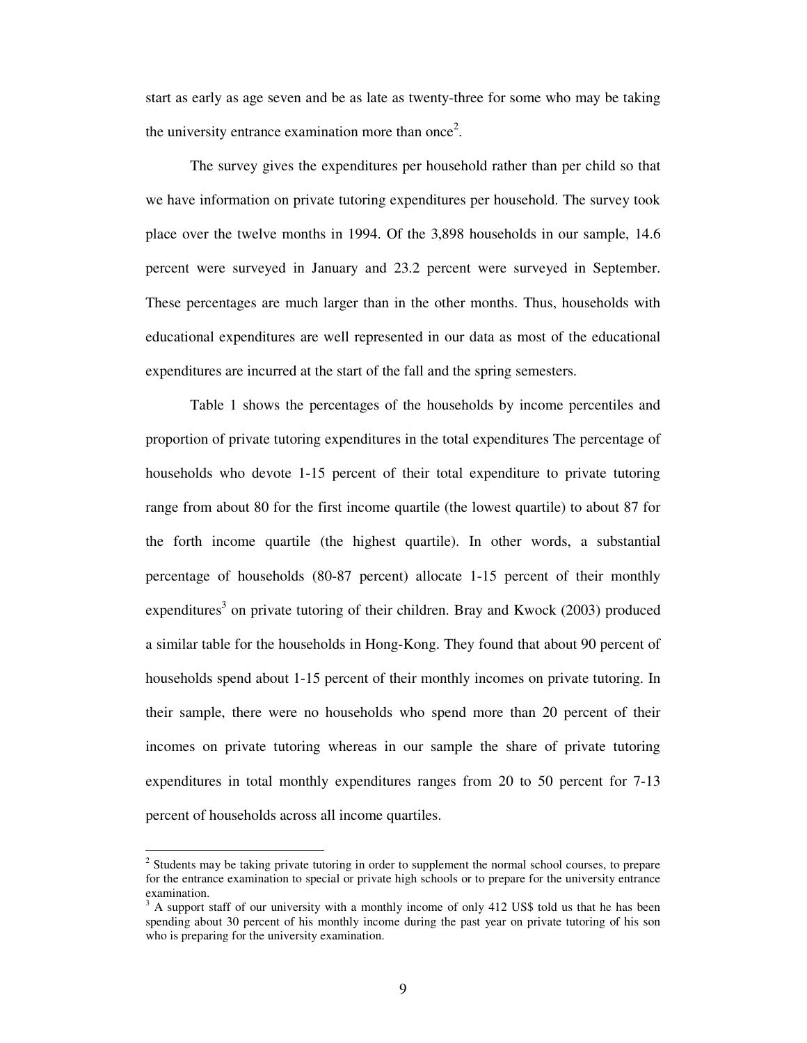start as early as age seven and be as late as twenty-three for some who may be taking the university entrance examination more than once[2].

The survey gives the expenditures per household rather than per child so that we have information on private tutoring expenditures per household. The survey took place over the twelve months in 1994. Of the 3,898 households in our sample, 14.6 percent were surveyed in January and 23.2 percent were surveyed in September. These percentages are much larger than in the other months. Thus, households with educational expenditures are well represented in our data as most of the educational expenditures are incurred at the start of the fall and the spring semesters.

Table 1 shows the percentages of the households by income percentiles and proportion of private tutoring expenditures in the total expenditures The percentage of households who devote 1-15 percent of their total expenditure to private tutoring range from about 80 for the first income quartile (the lowest quartile) to about 87 for the forth income quartile (the highest quartile). In other words, a substantial percentage of households (80-87 percent) allocate 1-15 percent of their monthly expenditures[3] on private tutoring of their children. Bray and Kwock (2003) produced a similar table for the households in Hong-Kong. They found that about 90 percent of households spend about 1-15 percent of their monthly incomes on private tutoring. In their sample, there were no households who spend more than 20 percent of their incomes on private tutoring whereas in our sample the share of private tutoring expenditures in total monthly expenditures ranges from 20 to 50 percent for 7-13 percent of households across all income quartiles.

---

[2] Students may be taking private tutoring in order to supplement the normal school courses, to prepare for the entrance examination to special or private high schools or to prepare for the university entrance examination.

[3] A support staff of our university with a monthly income of only 412 US$ told us that he has been spending about 30 percent of his monthly income during the past year on private tutoring of his son who is preparing for the university examination.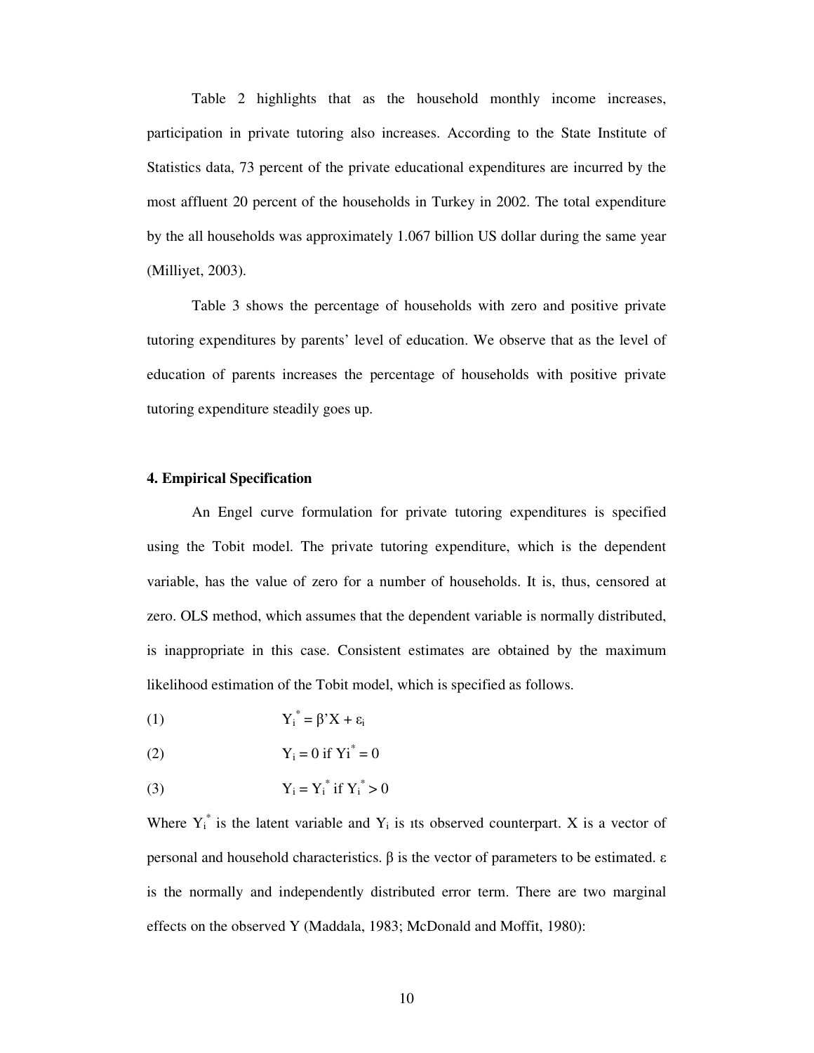Table 2 highlights that as the household monthly income increases, participation in private tutoring also increases. According to the State Institute of Statistics data, 73 percent of the private educational expenditures are incurred by the most affluent 20 percent of the households in Turkey in 2002. The total expenditure by the all households was approximately 1.067 billion US dollar during the same year (Milliyet, 2003).

Table 3 shows the percentage of households with zero and positive private tutoring expenditures by parents' level of education. We observe that as the level of education of parents increases the percentage of households with positive private tutoring expenditure steadily goes up.

### 4. Empirical Specification

An Engel curve formulation for private tutoring expenditures is specified using the Tobit model. The private tutoring expenditure, which is the dependent variable, has the value of zero for a number of households. It is, thus, censored at zero. OLS method, which assumes that the dependent variable is normally distributed, is inappropriate in this case. Consistent estimates are obtained by the maximum likelihood estimation of the Tobit model, which is specified as follows.

(1) $$Y_i^* = \beta' X + \varepsilon_i$$

(2) $$Y_i = 0 \text{ if } Yi^* = 0$$

(3) $$Y_i = Y_i^* \text{ if } Y_i^* > 0$$

Where $Y_i^*$ is the latent variable and $Y_i$ is ıts observed counterpart. X is a vector of personal and household characteristics. $\beta$ is the vector of parameters to be estimated. $\varepsilon$ is the normally and independently distributed error term. There are two marginal effects on the observed Y (Maddala, 1983; McDonald and Moffit, 1980):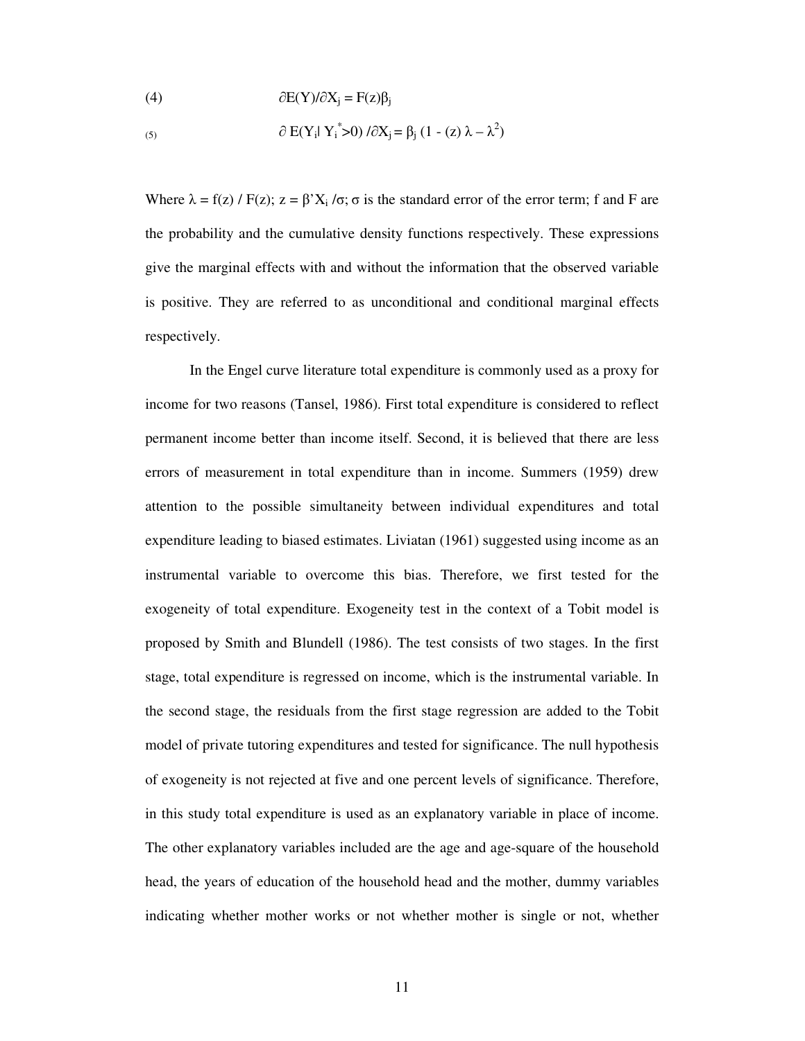(4) $$\partial E(Y)/\partial X_j = F(z)\beta_j$$

(5) $$\partial E(Y_i | Y_i^* > 0) / \partial X_j = \beta_j (1 - (z) \lambda - \lambda^2)$$

Where $\lambda = f(z) / F(z)$; $z = \beta' X_i / \sigma$; $\sigma$ is the standard error of the error term; f and F are the probability and the cumulative density functions respectively. These expressions give the marginal effects with and without the information that the observed variable is positive. They are referred to as unconditional and conditional marginal effects respectively.

In the Engel curve literature total expenditure is commonly used as a proxy for income for two reasons (Tansel, 1986). First total expenditure is considered to reflect permanent income better than income itself. Second, it is believed that there are less errors of measurement in total expenditure than in income. Summers (1959) drew attention to the possible simultaneity between individual expenditures and total expenditure leading to biased estimates. Liviatan (1961) suggested using income as an instrumental variable to overcome this bias. Therefore, we first tested for the exogeneity of total expenditure. Exogeneity test in the context of a Tobit model is proposed by Smith and Blundell (1986). The test consists of two stages. In the first stage, total expenditure is regressed on income, which is the instrumental variable. In the second stage, the residuals from the first stage regression are added to the Tobit model of private tutoring expenditures and tested for significance. The null hypothesis of exogeneity is not rejected at five and one percent levels of significance. Therefore, in this study total expenditure is used as an explanatory variable in place of income. The other explanatory variables included are the age and age-square of the household head, the years of education of the household head and the mother, dummy variables indicating whether mother works or not whether mother is single or not, whether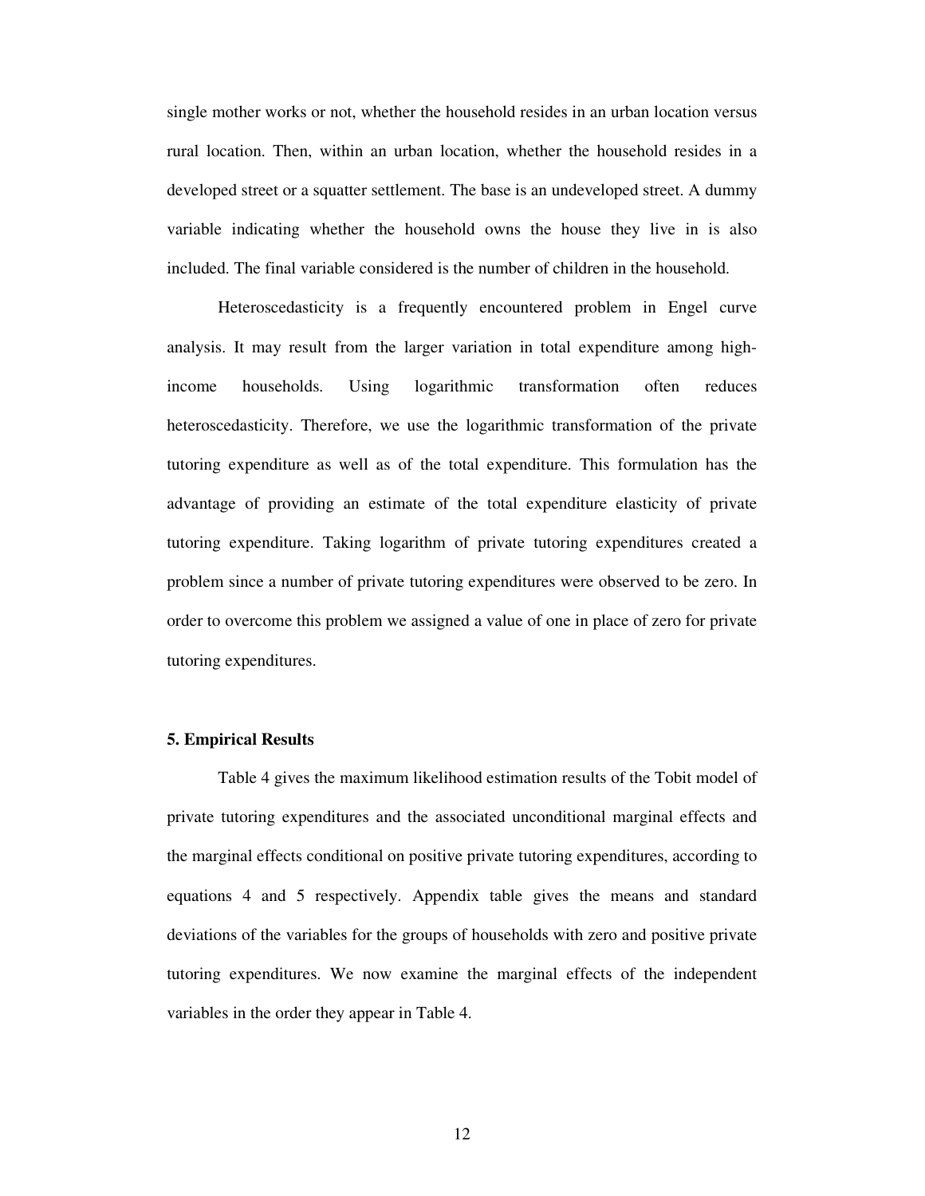single mother works or not, whether the household resides in an urban location versus rural location. Then, within an urban location, whether the household resides in a developed street or a squatter settlement. The base is an undeveloped street. A dummy variable indicating whether the household owns the house they live in is also included. The final variable considered is the number of children in the household.

Heteroscedasticity is a frequently encountered problem in Engel curve analysis. It may result from the larger variation in total expenditure among high-income households. Using logarithmic transformation often reduces heteroscedasticity. Therefore, we use the logarithmic transformation of the private tutoring expenditure as well as of the total expenditure. This formulation has the advantage of providing an estimate of the total expenditure elasticity of private tutoring expenditure. Taking logarithm of private tutoring expenditures created a problem since a number of private tutoring expenditures were observed to be zero. In order to overcome this problem we assigned a value of one in place of zero for private tutoring expenditures.

## 5. Empirical Results

Table 4 gives the maximum likelihood estimation results of the Tobit model of private tutoring expenditures and the associated unconditional marginal effects and the marginal effects conditional on positive private tutoring expenditures, according to equations 4 and 5 respectively. Appendix table gives the means and standard deviations of the variables for the groups of households with zero and positive private tutoring expenditures. We now examine the marginal effects of the independent variables in the order they appear in Table 4.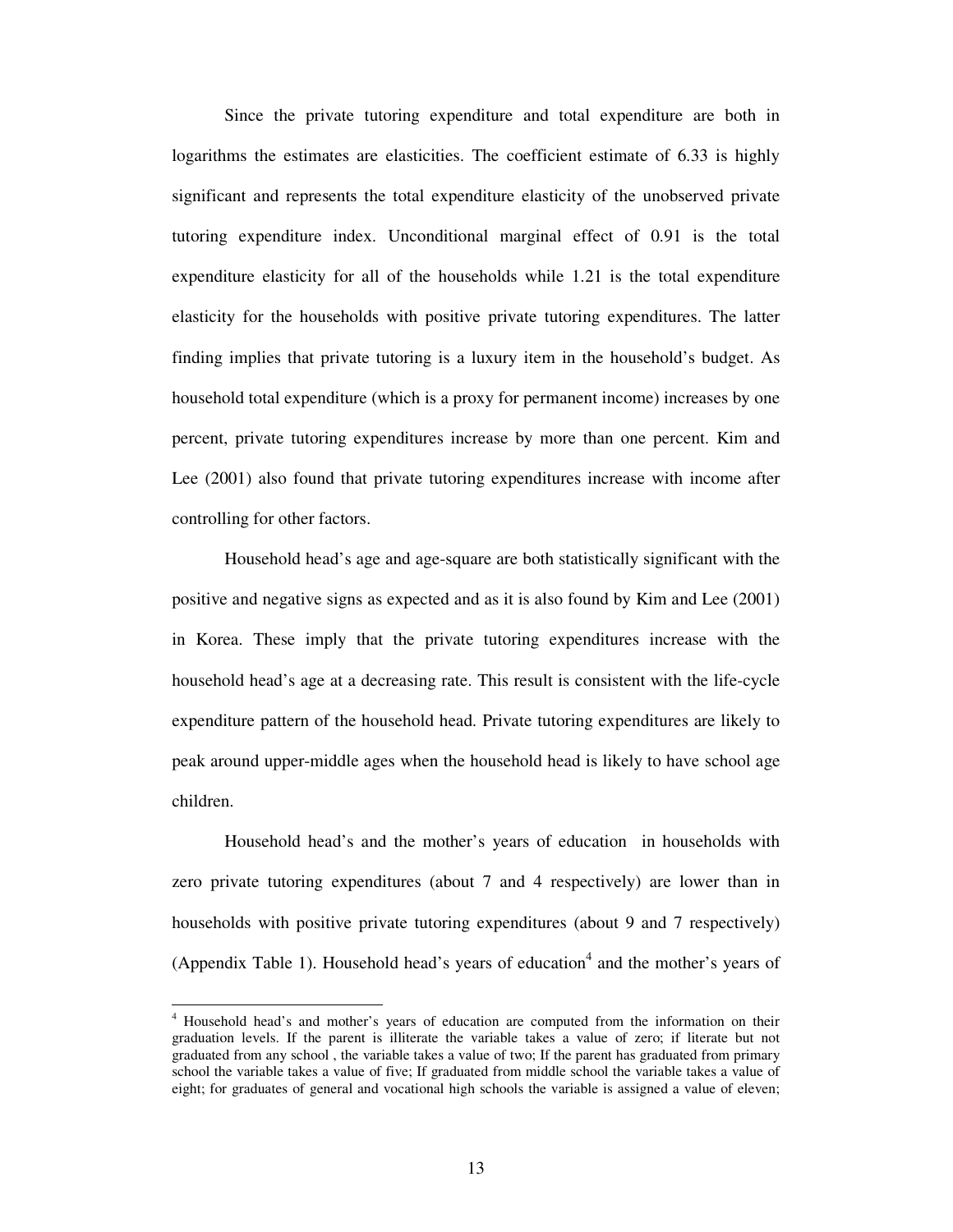Since the private tutoring expenditure and total expenditure are both in logarithms the estimates are elasticities. The coefficient estimate of 6.33 is highly significant and represents the total expenditure elasticity of the unobserved private tutoring expenditure index. Unconditional marginal effect of 0.91 is the total expenditure elasticity for all of the households while 1.21 is the total expenditure elasticity for the households with positive private tutoring expenditures. The latter finding implies that private tutoring is a luxury item in the household's budget. As household total expenditure (which is a proxy for permanent income) increases by one percent, private tutoring expenditures increase by more than one percent. Kim and Lee (2001) also found that private tutoring expenditures increase with income after controlling for other factors.

Household head's age and age-square are both statistically significant with the positive and negative signs as expected and as it is also found by Kim and Lee (2001) in Korea. These imply that the private tutoring expenditures increase with the household head's age at a decreasing rate. This result is consistent with the life-cycle expenditure pattern of the household head. Private tutoring expenditures are likely to peak around upper-middle ages when the household head is likely to have school age children.

Household head's and the mother's years of education in households with zero private tutoring expenditures (about 7 and 4 respectively) are lower than in households with positive private tutoring expenditures (about 9 and 7 respectively) (Appendix Table 1). Household head's years of education[4] and the mother's years of

[4] Household head's and mother's years of education are computed from the information on their graduation levels. If the parent is illiterate the variable takes a value of zero; if literate but not graduated from any school , the variable takes a value of two; If the parent has graduated from primary school the variable takes a value of five; If graduated from middle school the variable takes a value of eight; for graduates of general and vocational high schools the variable is assigned a value of eleven;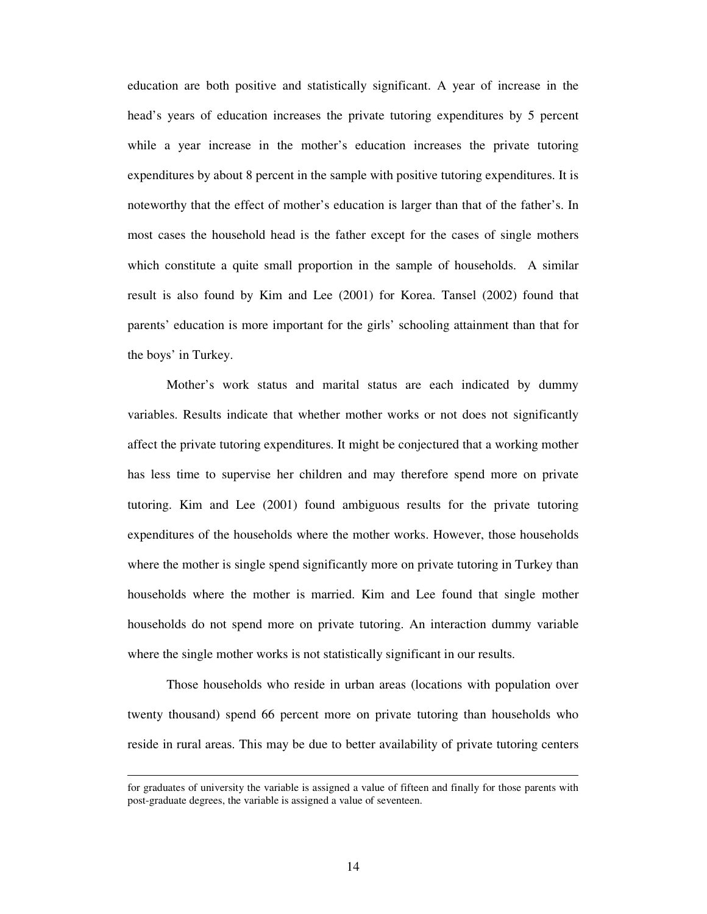education are both positive and statistically significant. A year of increase in the head's years of education increases the private tutoring expenditures by 5 percent while a year increase in the mother's education increases the private tutoring expenditures by about 8 percent in the sample with positive tutoring expenditures. It is noteworthy that the effect of mother's education is larger than that of the father's. In most cases the household head is the father except for the cases of single mothers which constitute a quite small proportion in the sample of households. A similar result is also found by Kim and Lee (2001) for Korea. Tansel (2002) found that parents' education is more important for the girls' schooling attainment than that for the boys' in Turkey.

Mother's work status and marital status are each indicated by dummy variables. Results indicate that whether mother works or not does not significantly affect the private tutoring expenditures. It might be conjectured that a working mother has less time to supervise her children and may therefore spend more on private tutoring. Kim and Lee (2001) found ambiguous results for the private tutoring expenditures of the households where the mother works. However, those households where the mother is single spend significantly more on private tutoring in Turkey than households where the mother is married. Kim and Lee found that single mother households do not spend more on private tutoring. An interaction dummy variable where the single mother works is not statistically significant in our results.

Those households who reside in urban areas (locations with population over twenty thousand) spend 66 percent more on private tutoring than households who reside in rural areas. This may be due to better availability of private tutoring centers

---

for graduates of university the variable is assigned a value of fifteen and finally for those parents with post-graduate degrees, the variable is assigned a value of seventeen.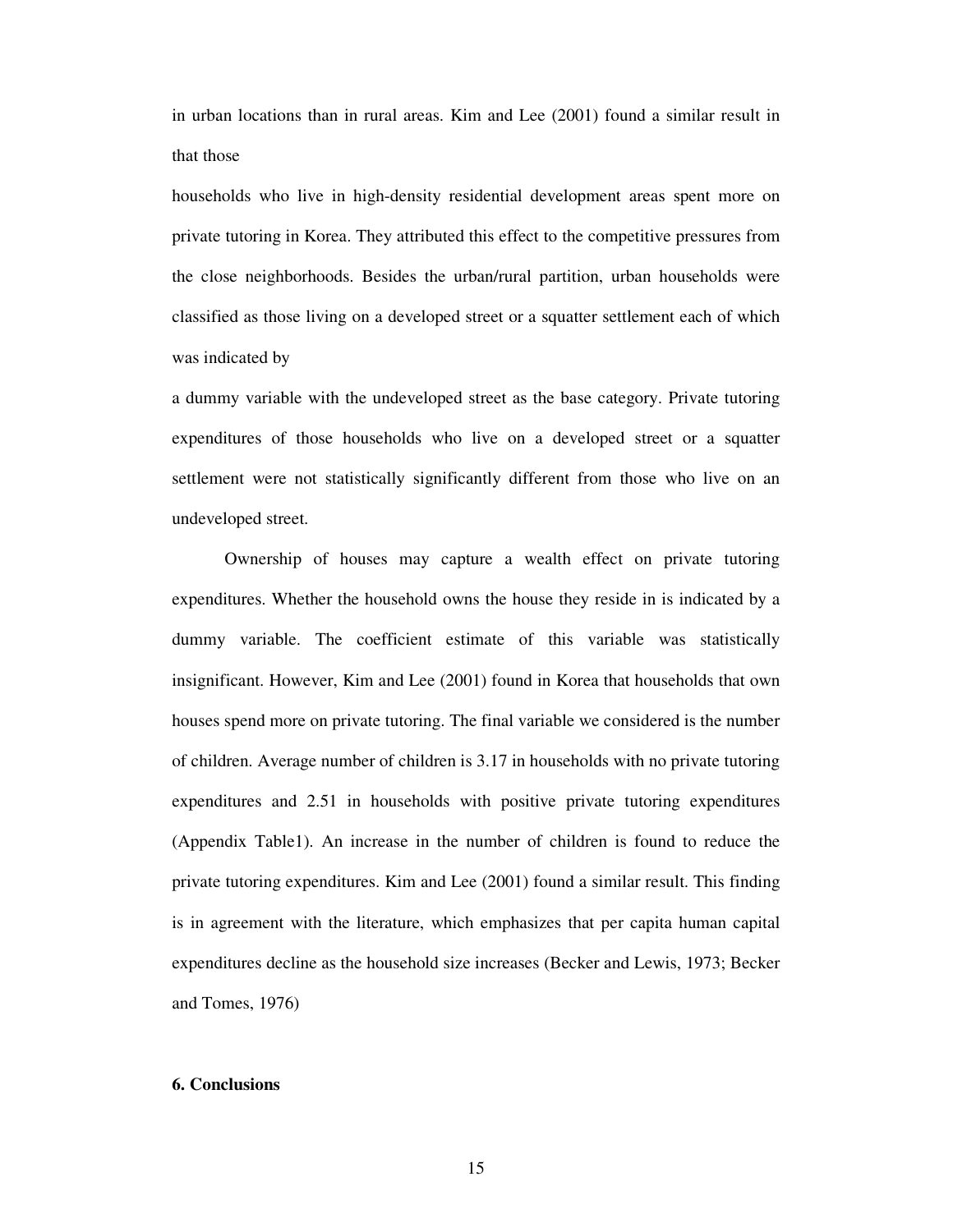in urban locations than in rural areas. Kim and Lee (2001) found a similar result in that those households who live in high-density residential development areas spent more on private tutoring in Korea. They attributed this effect to the competitive pressures from the close neighborhoods. Besides the urban/rural partition, urban households were classified as those living on a developed street or a squatter settlement each of which was indicated by a dummy variable with the undeveloped street as the base category. Private tutoring expenditures of those households who live on a developed street or a squatter settlement were not statistically significantly different from those who live on an undeveloped street.

Ownership of houses may capture a wealth effect on private tutoring expenditures. Whether the household owns the house they reside in is indicated by a dummy variable. The coefficient estimate of this variable was statistically insignificant. However, Kim and Lee (2001) found in Korea that households that own houses spend more on private tutoring. The final variable we considered is the number of children. Average number of children is 3.17 in households with no private tutoring expenditures and 2.51 in households with positive private tutoring expenditures (Appendix Table1). An increase in the number of children is found to reduce the private tutoring expenditures. Kim and Lee (2001) found a similar result. This finding is in agreement with the literature, which emphasizes that per capita human capital expenditures decline as the household size increases (Becker and Lewis, 1973; Becker and Tomes, 1976)

## 6. Conclusions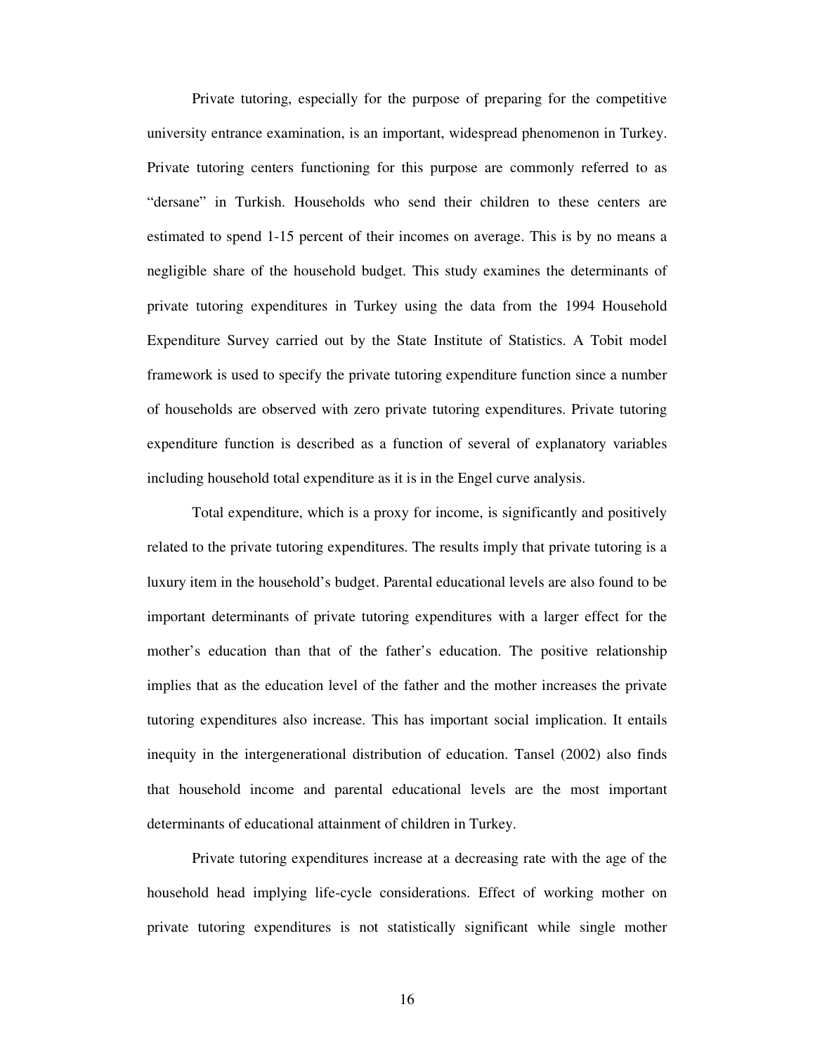Private tutoring, especially for the purpose of preparing for the competitive university entrance examination, is an important, widespread phenomenon in Turkey. Private tutoring centers functioning for this purpose are commonly referred to as "dersane" in Turkish. Households who send their children to these centers are estimated to spend 1-15 percent of their incomes on average. This is by no means a negligible share of the household budget. This study examines the determinants of private tutoring expenditures in Turkey using the data from the 1994 Household Expenditure Survey carried out by the State Institute of Statistics. A Tobit model framework is used to specify the private tutoring expenditure function since a number of households are observed with zero private tutoring expenditures. Private tutoring expenditure function is described as a function of several of explanatory variables including household total expenditure as it is in the Engel curve analysis.

Total expenditure, which is a proxy for income, is significantly and positively related to the private tutoring expenditures. The results imply that private tutoring is a luxury item in the household's budget. Parental educational levels are also found to be important determinants of private tutoring expenditures with a larger effect for the mother's education than that of the father's education. The positive relationship implies that as the education level of the father and the mother increases the private tutoring expenditures also increase. This has important social implication. It entails inequity in the intergenerational distribution of education. Tansel (2002) also finds that household income and parental educational levels are the most important determinants of educational attainment of children in Turkey.

Private tutoring expenditures increase at a decreasing rate with the age of the household head implying life-cycle considerations. Effect of working mother on private tutoring expenditures is not statistically significant while single mother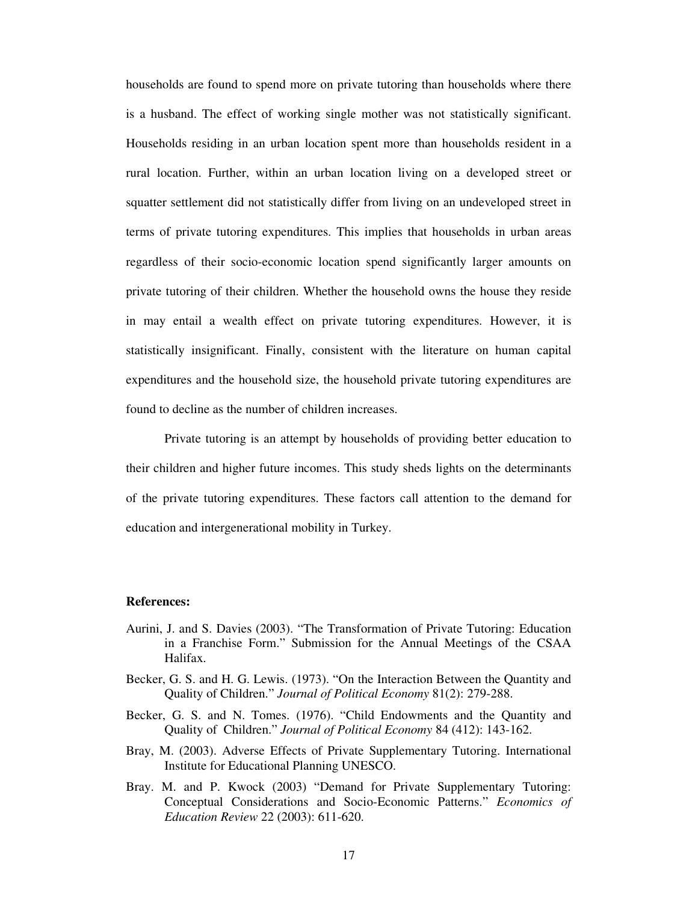households are found to spend more on private tutoring than households where there is a husband. The effect of working single mother was not statistically significant. Households residing in an urban location spent more than households resident in a rural location. Further, within an urban location living on a developed street or squatter settlement did not statistically differ from living on an undeveloped street in terms of private tutoring expenditures. This implies that households in urban areas regardless of their socio-economic location spend significantly larger amounts on private tutoring of their children. Whether the household owns the house they reside in may entail a wealth effect on private tutoring expenditures. However, it is statistically insignificant. Finally, consistent with the literature on human capital expenditures and the household size, the household private tutoring expenditures are found to decline as the number of children increases.

Private tutoring is an attempt by households of providing better education to their children and higher future incomes. This study sheds lights on the determinants of the private tutoring expenditures. These factors call attention to the demand for education and intergenerational mobility in Turkey.

**References:**

Aurini, J. and S. Davies (2003). "The Transformation of Private Tutoring: Education in a Franchise Form." Submission for the Annual Meetings of the CSAA Halifax.

Becker, G. S. and H. G. Lewis. (1973). "On the Interaction Between the Quantity and Quality of Children." *Journal of Political Economy* 81(2): 279-288.

Becker, G. S. and N. Tomes. (1976). "Child Endowments and the Quantity and Quality of Children." *Journal of Political Economy* 84 (412): 143-162.

Bray, M. (2003). Adverse Effects of Private Supplementary Tutoring. International Institute for Educational Planning UNESCO.

Bray. M. and P. Kwock (2003) "Demand for Private Supplementary Tutoring: Conceptual Considerations and Socio-Economic Patterns." *Economics of Education Review* 22 (2003): 611-620.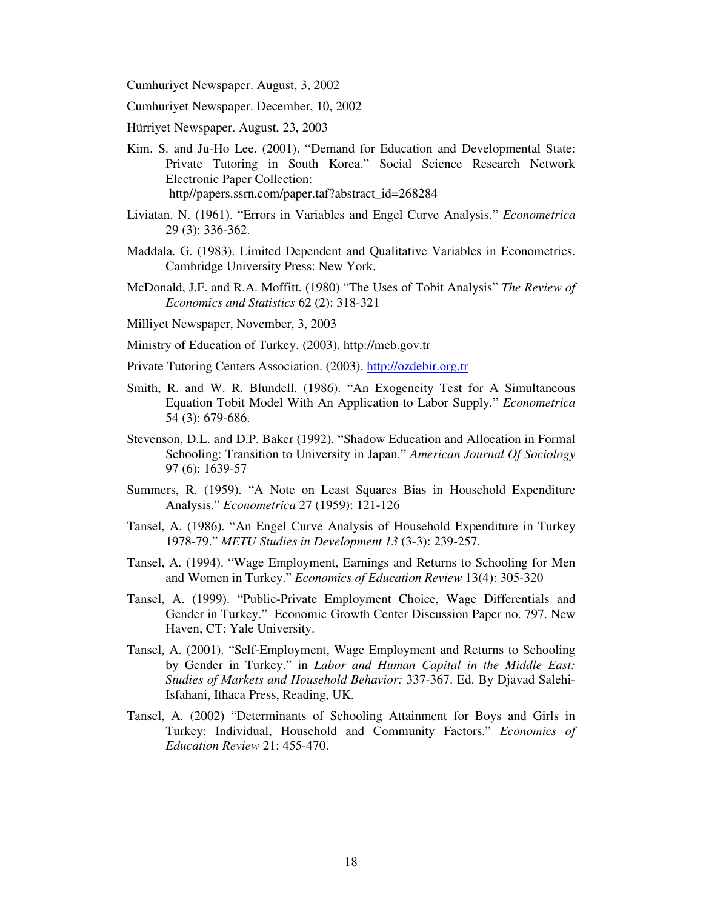Cumhuriyet Newspaper. August, 3, 2002

Cumhuriyet Newspaper. December, 10, 2002

Hürriyet Newspaper. August, 23, 2003

Kim. S. and Ju-Ho Lee. (2001). "Demand for Education and Developmental State: Private Tutoring in South Korea." Social Science Research Network Electronic Paper Collection: http//papers.ssrn.com/paper.taf?abstract_id=268284

Liviatan. N. (1961). "Errors in Variables and Engel Curve Analysis." *Econometrica* 29 (3): 336-362.

Maddala. G. (1983). Limited Dependent and Qualitative Variables in Econometrics. Cambridge University Press: New York.

McDonald, J.F. and R.A. Moffitt. (1980) "The Uses of Tobit Analysis" *The Review of Economics and Statistics* 62 (2): 318-321

Milliyet Newspaper, November, 3, 2003

Ministry of Education of Turkey. (2003). http://meb.gov.tr

Private Tutoring Centers Association. (2003). http://ozdebir.org.tr

Smith, R. and W. R. Blundell. (1986). "An Exogeneity Test for A Simultaneous Equation Tobit Model With An Application to Labor Supply." *Econometrica* 54 (3): 679-686.

Stevenson, D.L. and D.P. Baker (1992). "Shadow Education and Allocation in Formal Schooling: Transition to University in Japan." *American Journal Of Sociology* 97 (6): 1639-57

Summers, R. (1959). "A Note on Least Squares Bias in Household Expenditure Analysis." *Econometrica* 27 (1959): 121-126

Tansel, A. (1986). "An Engel Curve Analysis of Household Expenditure in Turkey 1978-79." *METU Studies in Development 13* (3-3): 239-257.

Tansel, A. (1994). "Wage Employment, Earnings and Returns to Schooling for Men and Women in Turkey." *Economics of Education Review* 13(4): 305-320

Tansel, A. (1999). "Public-Private Employment Choice, Wage Differentials and Gender in Turkey." Economic Growth Center Discussion Paper no. 797. New Haven, CT: Yale University.

Tansel, A. (2001). "Self-Employment, Wage Employment and Returns to Schooling by Gender in Turkey." in *Labor and Human Capital in the Middle East: Studies of Markets and Household Behavior:* 337-367. Ed. By Djavad Salehi-Isfahani, Ithaca Press, Reading, UK.

Tansel, A. (2002) "Determinants of Schooling Attainment for Boys and Girls in Turkey: Individual, Household and Community Factors." *Economics of Education Review* 21: 455-470.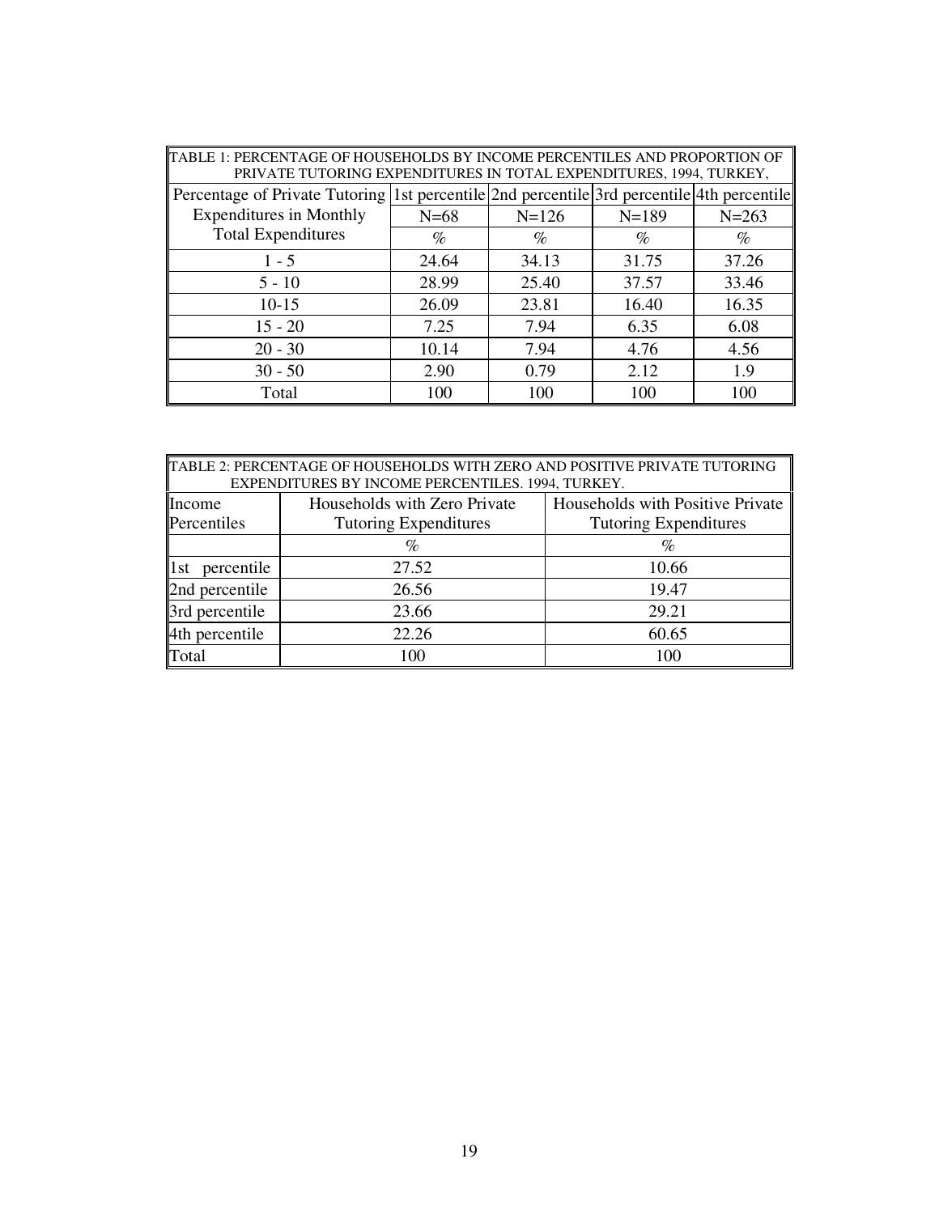TABLE 1: PERCENTAGE OF HOUSEHOLDS BY INCOME PERCENTILES AND PROPORTION OF PRIVATE TUTORING EXPENDITURES IN TOTAL EXPENDITURES, 1994, TURKEY,

| Percentage of Private Tutoring Expenditures in Monthly Total Expenditures | 1st percentile | 2nd percentile | 3rd percentile | 4th percentile |
|---|---|---|---|---|
| | N=68 | N=126 | N=189 | N=263 |
| | % | % | % | % |
| 1 - 5 | 24.64 | 34.13 | 31.75 | 37.26 |
| 5 - 10 | 28.99 | 25.40 | 37.57 | 33.46 |
| 10-15 | 26.09 | 23.81 | 16.40 | 16.35 |
| 15 - 20 | 7.25 | 7.94 | 6.35 | 6.08 |
| 20 - 30 | 10.14 | 7.94 | 4.76 | 4.56 |
| 30 - 50 | 2.90 | 0.79 | 2.12 | 1.9 |
| Total | 100 | 100 | 100 | 100 |

TABLE 2: PERCENTAGE OF HOUSEHOLDS WITH ZERO AND POSITIVE PRIVATE TUTORING EXPENDITURES BY INCOME PERCENTILES. 1994, TURKEY.

| Income Percentiles | Households with Zero Private Tutoring Expenditures | Households with Positive Private Tutoring Expenditures |
|---|---|---|
| | % | % |
| 1st percentile | 27.52 | 10.66 |
| 2nd percentile | 26.56 | 19.47 |
| 3rd percentile | 23.66 | 29.21 |
| 4th percentile | 22.26 | 60.65 |
| Total | 100 | 100 |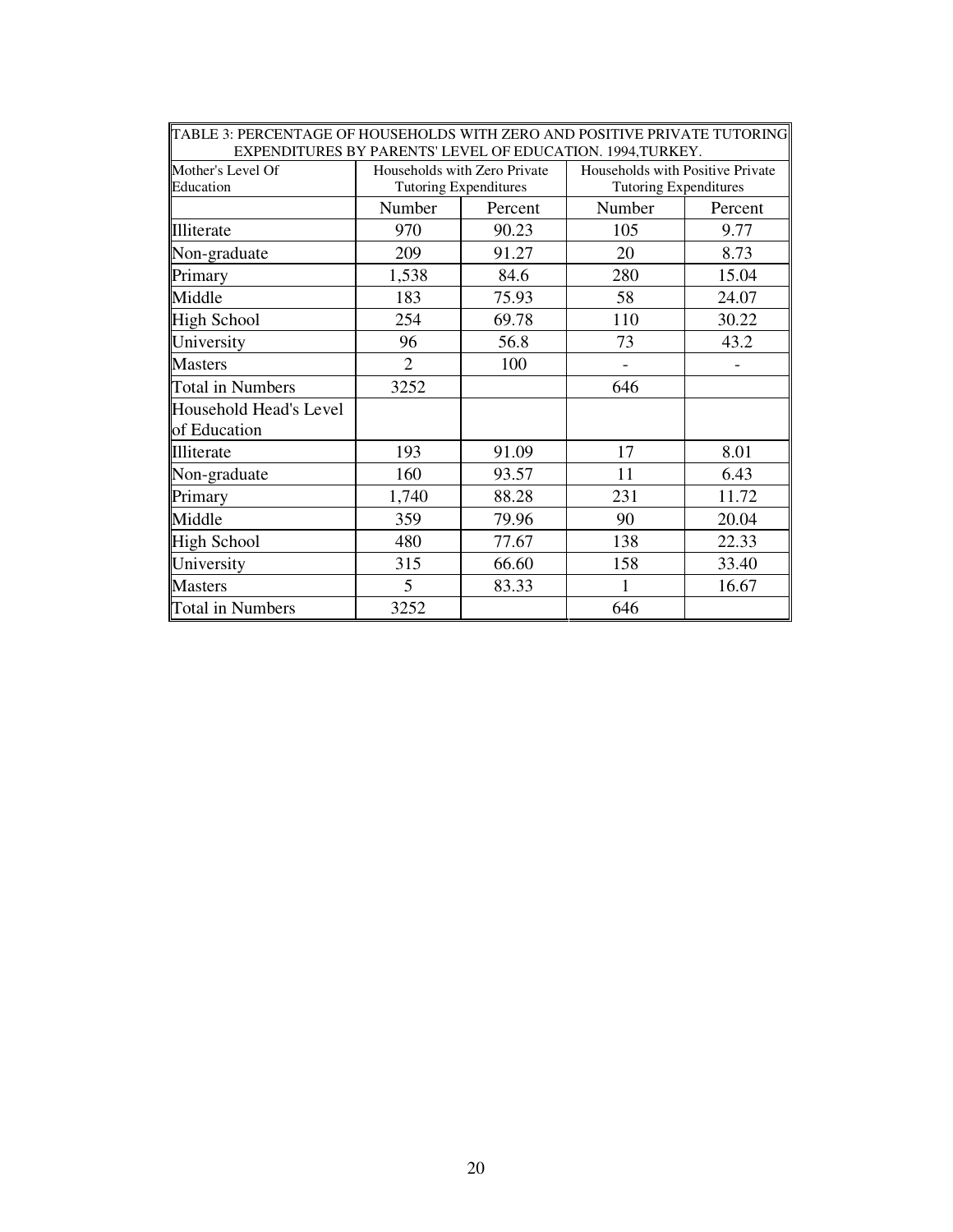| TABLE 3: PERCENTAGE OF HOUSEHOLDS WITH ZERO AND POSITIVE PRIVATE TUTORING EXPENDITURES BY PARENTS' LEVEL OF EDUCATION. 1994,TURKEY. | | | | |
|---|---|---|---|---|
| Mother's Level Of Education | Households with Zero Private Tutoring Expenditures | | Households with Positive Private Tutoring Expenditures | |
| | Number | Percent | Number | Percent |
| Illiterate | 970 | 90.23 | 105 | 9.77 |
| Non-graduate | 209 | 91.27 | 20 | 8.73 |
| Primary | 1,538 | 84.6 | 280 | 15.04 |
| Middle | 183 | 75.93 | 58 | 24.07 |
| High School | 254 | 69.78 | 110 | 30.22 |
| University | 96 | 56.8 | 73 | 43.2 |
| Masters | 2 | 100 | - | - |
| Total in Numbers | 3252 | | 646 | |
| Household Head's Level of Education | | | | |
| Illiterate | 193 | 91.09 | 17 | 8.01 |
| Non-graduate | 160 | 93.57 | 11 | 6.43 |
| Primary | 1,740 | 88.28 | 231 | 11.72 |
| Middle | 359 | 79.96 | 90 | 20.04 |
| High School | 480 | 77.67 | 138 | 22.33 |
| University | 315 | 66.60 | 158 | 33.40 |
| Masters | 5 | 83.33 | 1 | 16.67 |
| Total in Numbers | 3252 | | 646 | |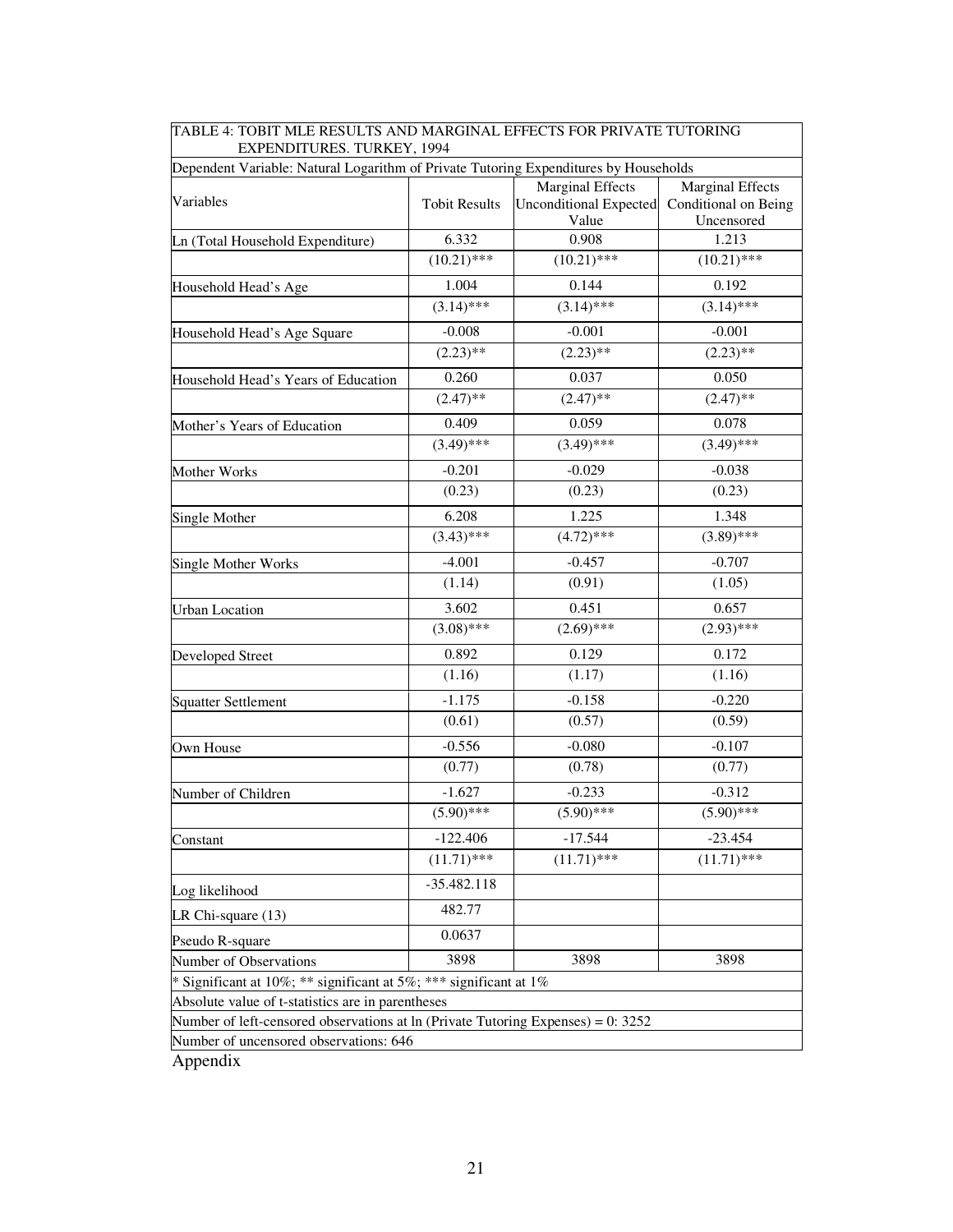TABLE 4: TOBIT MLE RESULTS AND MARGINAL EFFECTS FOR PRIVATE TUTORING EXPENDITURES. TURKEY, 1994

Dependent Variable: Natural Logarithm of Private Tutoring Expenditures by Households

| Variables | Tobit Results | Marginal Effects Unconditional Expected Value | Marginal Effects Conditional on Being Uncensored |
|---|---|---|---|
| Ln (Total Household Expenditure) | 6.332 | 0.908 | 1.213 |
| | (10.21)*** | (10.21)*** | (10.21)*** |
| Household Head's Age | 1.004 | 0.144 | 0.192 |
| | (3.14)*** | (3.14)*** | (3.14)*** |
| Household Head's Age Square | -0.008 | -0.001 | -0.001 |
| | (2.23)** | (2.23)** | (2.23)** |
| Household Head's Years of Education | 0.260 | 0.037 | 0.050 |
| | (2.47)** | (2.47)** | (2.47)** |
| Mother's Years of Education | 0.409 | 0.059 | 0.078 |
| | (3.49)*** | (3.49)*** | (3.49)*** |
| Mother Works | -0.201 | -0.029 | -0.038 |
| | (0.23) | (0.23) | (0.23) |
| Single Mother | 6.208 | 1.225 | 1.348 |
| | (3.43)*** | (4.72)*** | (3.89)*** |
| Single Mother Works | -4.001 | -0.457 | -0.707 |
| | (1.14) | (0.91) | (1.05) |
| Urban Location | 3.602 | 0.451 | 0.657 |
| | (3.08)*** | (2.69)*** | (2.93)*** |
| Developed Street | 0.892 | 0.129 | 0.172 |
| | (1.16) | (1.17) | (1.16) |
| Squatter Settlement | -1.175 | -0.158 | -0.220 |
| | (0.61) | (0.57) | (0.59) |
| Own House | -0.556 | -0.080 | -0.107 |
| | (0.77) | (0.78) | (0.77) |
| Number of Children | -1.627 | -0.233 | -0.312 |
| | (5.90)*** | (5.90)*** | (5.90)*** |
| Constant | -122.406 | -17.544 | -23.454 |
| | (11.71)*** | (11.71)*** | (11.71)*** |
| Log likelihood | -35.482.118 | | |
| LR Chi-square (13) | 482.77 | | |
| Pseudo R-square | 0.0637 | | |
| Number of Observations | 3898 | 3898 | 3898 |

* Significant at 10%; ** significant at 5%; *** significant at 1%

Absolute value of t-statistics are in parentheses

Number of left-censored observations at ln (Private Tutoring Expenses) = 0: 3252

Number of uncensored observations: 646

Appendix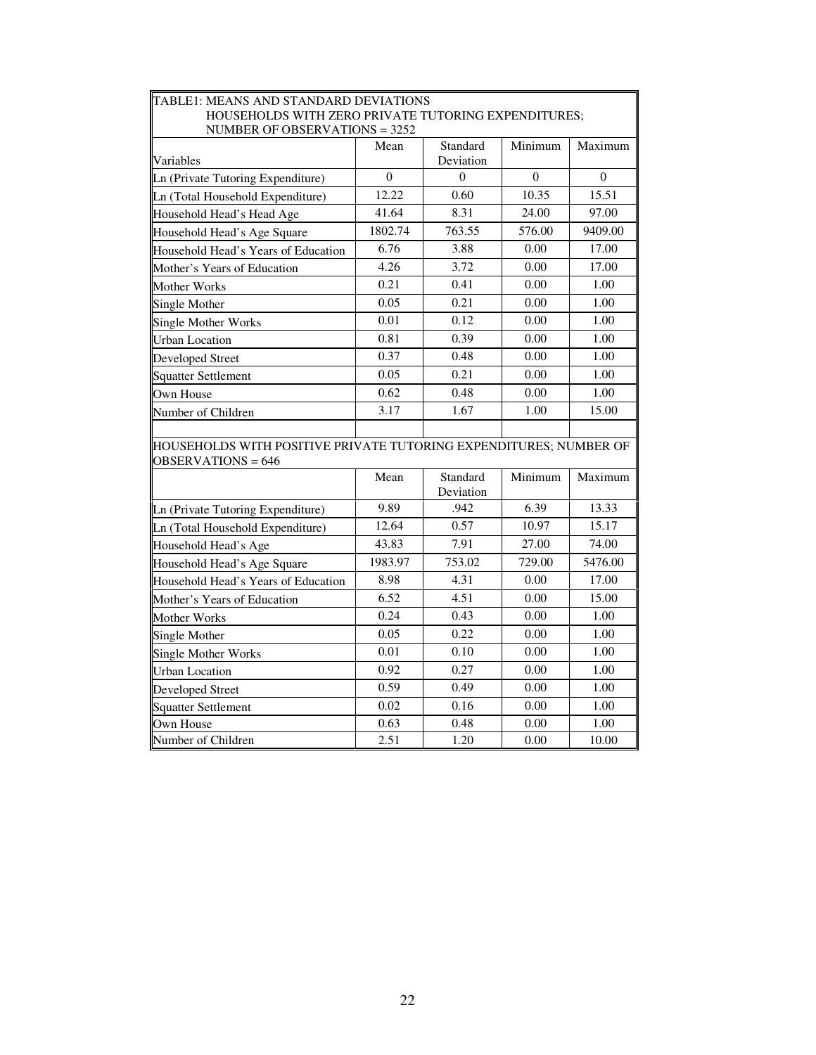TABLE1: MEANS AND STANDARD DEVIATIONS

HOUSEHOLDS WITH ZERO PRIVATE TUTORING EXPENDITURES;
NUMBER OF OBSERVATIONS = 3252

| Variables | Mean | Standard Deviation | Minimum | Maximum |
|---|---|---|---|---|
| Ln (Private Tutoring Expenditure) | 0 | 0 | 0 | 0 |
| Ln (Total Household Expenditure) | 12.22 | 0.60 | 10.35 | 15.51 |
| Household Head's Head Age | 41.64 | 8.31 | 24.00 | 97.00 |
| Household Head's Age Square | 1802.74 | 763.55 | 576.00 | 9409.00 |
| Household Head's Years of Education | 6.76 | 3.88 | 0.00 | 17.00 |
| Mother's Years of Education | 4.26 | 3.72 | 0.00 | 17.00 |
| Mother Works | 0.21 | 0.41 | 0.00 | 1.00 |
| Single Mother | 0.05 | 0.21 | 0.00 | 1.00 |
| Single Mother Works | 0.01 | 0.12 | 0.00 | 1.00 |
| Urban Location | 0.81 | 0.39 | 0.00 | 1.00 |
| Developed Street | 0.37 | 0.48 | 0.00 | 1.00 |
| Squatter Settlement | 0.05 | 0.21 | 0.00 | 1.00 |
| Own House | 0.62 | 0.48 | 0.00 | 1.00 |
| Number of Children | 3.17 | 1.67 | 1.00 | 15.00 |

HOUSEHOLDS WITH POSITIVE PRIVATE TUTORING EXPENDITURES; NUMBER OF OBSERVATIONS = 646

| | Mean | Standard Deviation | Minimum | Maximum |
|---|---|---|---|---|
| Ln (Private Tutoring Expenditure) | 9.89 | .942 | 6.39 | 13.33 |
| Ln (Total Household Expenditure) | 12.64 | 0.57 | 10.97 | 15.17 |
| Household Head's Age | 43.83 | 7.91 | 27.00 | 74.00 |
| Household Head's Age Square | 1983.97 | 753.02 | 729.00 | 5476.00 |
| Household Head's Years of Education | 8.98 | 4.31 | 0.00 | 17.00 |
| Mother's Years of Education | 6.52 | 4.51 | 0.00 | 15.00 |
| Mother Works | 0.24 | 0.43 | 0.00 | 1.00 |
| Single Mother | 0.05 | 0.22 | 0.00 | 1.00 |
| Single Mother Works | 0.01 | 0.10 | 0.00 | 1.00 |
| Urban Location | 0.92 | 0.27 | 0.00 | 1.00 |
| Developed Street | 0.59 | 0.49 | 0.00 | 1.00 |
| Squatter Settlement | 0.02 | 0.16 | 0.00 | 1.00 |
| Own House | 0.63 | 0.48 | 0.00 | 1.00 |
| Number of Children | 2.51 | 1.20 | 0.00 | 10.00 |